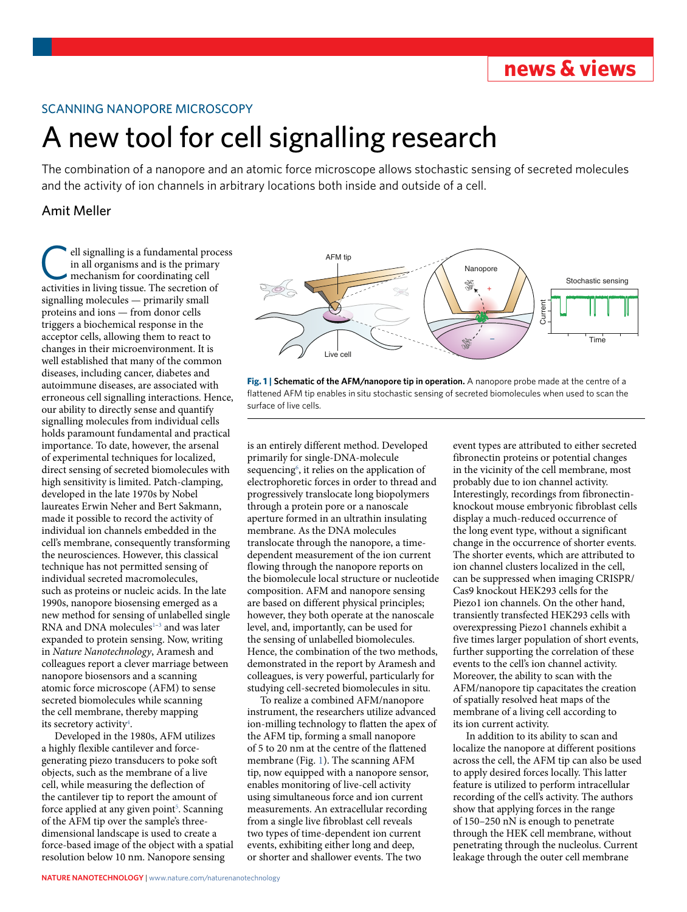SCANNING NANOPORE MICROSCOPY

# A new tool for cell signalling research

The combination of a nanopore and an atomic force microscope allows stochastic sensing of secreted molecules and the activity of ion channels in arbitrary locations both inside and outside of a cell.

Amit Meller

Cell signalling is a fundamental process in all organisms and is the primary mechanism for coordinating cell activities in living tissue. The secretion of signalling molecules — primarily small proteins and ions — from donor cells triggers a biochemical response in the acceptor cells, allowing them to react to changes in their microenvironment. It is well established that many of the common diseases, including cancer, diabetes and autoimmune diseases, are associated with erroneous cell signalling interactions. Hence, our ability to directly sense and quantify signalling molecules from individual cells holds paramount fundamental and practical importance. To date, however, the arsenal of experimental techniques for localized, direct sensing of secreted biomolecules with high sensitivity is limited. Patch-clamping, developed in the late 1970s by Nobel laureates Erwin Neher and Bert Sakmann, made it possible to record the activity of individual ion channels embedded in the cell's membrane, consequently transforming the neurosciences. However, this classical technique has not permitted sensing of individual secreted macromolecules, such as proteins or nucleic acids. In the late 1990s, nanopore biosensing emerged as a new method for sensing of unlabelled single RNA and DNA molecules[1–3] and was later expanded to protein sensing. Now, writing in *Nature Nanotechnology*, Aramesh and colleagues report a clever marriage between nanopore biosensors and a scanning atomic force microscope (AFM) to sense secreted biomolecules while scanning the cell membrane, thereby mapping its secretory activity[4].

Developed in the 1980s, AFM utilizes a highly flexible cantilever and force-generating piezo transducers to poke soft objects, such as the membrane of a live cell, while measuring the deflection of the cantilever tip to report the amount of force applied at any given point[5]. Scanning of the AFM tip over the sample's three-dimensional landscape is used to create a force-based image of the object with a spatial resolution below 10 nm. Nanopore sensing is an entirely different method. Developed primarily for single-DNA-molecule sequencing[6], it relies on the application of electrophoretic forces in order to thread and progressively translocate long biopolymers through a protein pore or a nanoscale aperture formed in an ultrathin insulating membrane. As the DNA molecules translocate through the nanopore, a time-dependent measurement of the ion current flowing through the nanopore reports on the biomolecule local structure or nucleotide composition. AFM and nanopore sensing are based on different physical principles; however, they both operate at the nanoscale level, and, importantly, can be used for the sensing of unlabelled biomolecules. Hence, the combination of the two methods, demonstrated in the report by Aramesh and colleagues, is very powerful, particularly for studying cell-secreted biomolecules in situ.

**Fig. 1 | Schematic of the AFM/nanopore tip in operation.** A nanopore probe made at the centre of a flattened AFM tip enables in situ stochastic sensing of secreted biomolecules when used to scan the surface of live cells.

To realize a combined AFM/nanopore instrument, the researchers utilize advanced ion-milling technology to flatten the apex of the AFM tip, forming a small nanopore of 5 to 20 nm at the centre of the flattened membrane (Fig. 1). The scanning AFM tip, now equipped with a nanopore sensor, enables monitoring of live-cell activity using simultaneous force and ion current measurements. An extracellular recording from a single live fibroblast cell reveals two types of time-dependent ion current events, exhibiting either long and deep, or shorter and shallower events. The two event types are attributed to either secreted fibronectin proteins or potential changes in the vicinity of the cell membrane, most probably due to ion channel activity. Interestingly, recordings from fibronectin-knockout mouse embryonic fibroblast cells display a much-reduced occurrence of the long event type, without a significant change in the occurrence of shorter events. The shorter events, which are attributed to ion channel clusters localized in the cell, can be suppressed when imaging CRISPR/Cas9 knockout HEK293 cells for the Piezo1 ion channels. On the other hand, transiently transfected HEK293 cells with overexpressing Piezo1 channels exhibit a five times larger population of short events, further supporting the correlation of these events to the cell's ion channel activity. Moreover, the ability to scan with the AFM/nanopore tip capacitates the creation of spatially resolved heat maps of the membrane of a living cell according to its ion current activity.

In addition to its ability to scan and localize the nanopore at different positions across the cell, the AFM tip can also be used to apply desired forces locally. This latter feature is utilized to perform intracellular recording of the cell's activity. The authors show that applying forces in the range of 150–250 nN is enough to penetrate through the HEK cell membrane, without penetrating through the nucleolus. Current leakage through the outer cell membrane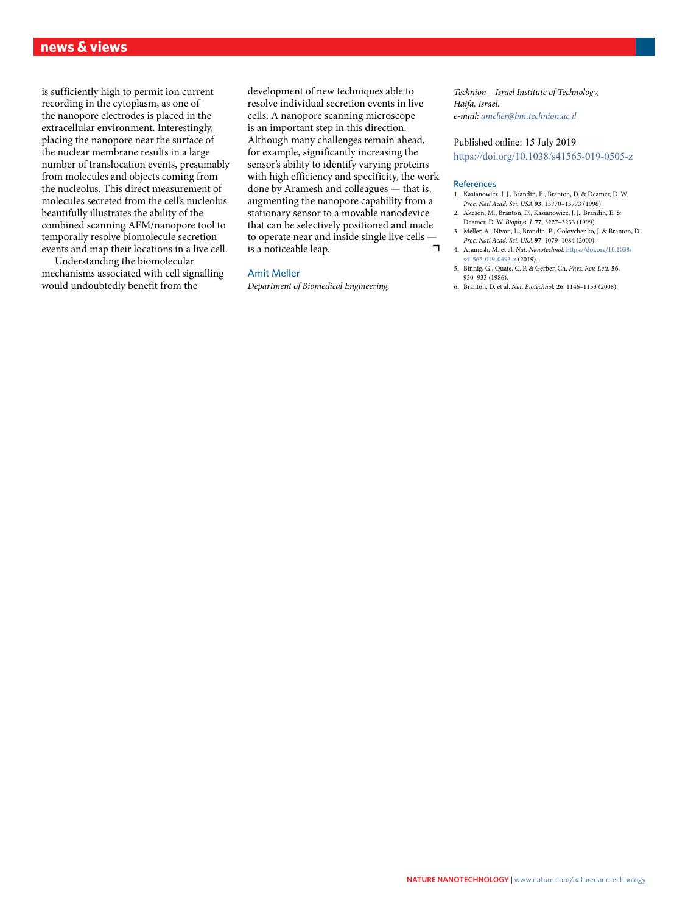is sufficiently high to permit ion current recording in the cytoplasm, as one of the nanopore electrodes is placed in the extracellular environment. Interestingly, placing the nanopore near the surface of the nuclear membrane results in a large number of translocation events, presumably from molecules and objects coming from the nucleolus. This direct measurement of molecules secreted from the cell's nucleolus beautifully illustrates the ability of the combined scanning AFM/nanopore tool to temporally resolve biomolecule secretion events and map their locations in a live cell.

Understanding the biomolecular mechanisms associated with cell signalling would undoubtedly benefit from the development of new techniques able to resolve individual secretion events in live cells. A nanopore scanning microscope is an important step in this direction. Although many challenges remain ahead, for example, significantly increasing the sensor's ability to identify varying proteins with high efficiency and specificity, the work done by Aramesh and colleagues — that is, augmenting the nanopore capability from a stationary sensor to a movable nanodevice that can be selectively positioned and made to operate near and inside single live cells — is a noticeable leap. ❐

Amit Meller

*Department of Biomedical Engineering, Technion – Israel Institute of Technology, Haifa, Israel.*
*e-mail: ameller@bm.technion.ac.il*

Published online: 15 July 2019
https://doi.org/10.1038/s41565-019-0505-z

## References

1. Kasianowicz, J. J., Brandin, E., Branton, D. & Deamer, D. W. *Proc. Natl Acad. Sci. USA* **93**, 13770–13773 (1996).
2. Akeson, M., Branton, D., Kasianowicz, J. J., Brandin, E. & Deamer, D. W. *Biophys. J.* **77**, 3227–3233 (1999).
3. Meller, A., Nivon, L., Brandin, E., Golovchenko, J. & Branton, D. *Proc. Natl Acad. Sci. USA* **97**, 1079–1084 (2000).
4. Aramesh, M. et al. *Nat. Nanotechnol.* https://doi.org/10.1038/s41565-019-0493-z (2019).
5. Binnig, G., Quate, C. F. & Gerber, Ch. *Phys. Rev. Lett.* **56**, 930–933 (1986).
6. Branton, D. et al. *Nat. Biotechnol.* **26**, 1146–1153 (2008).